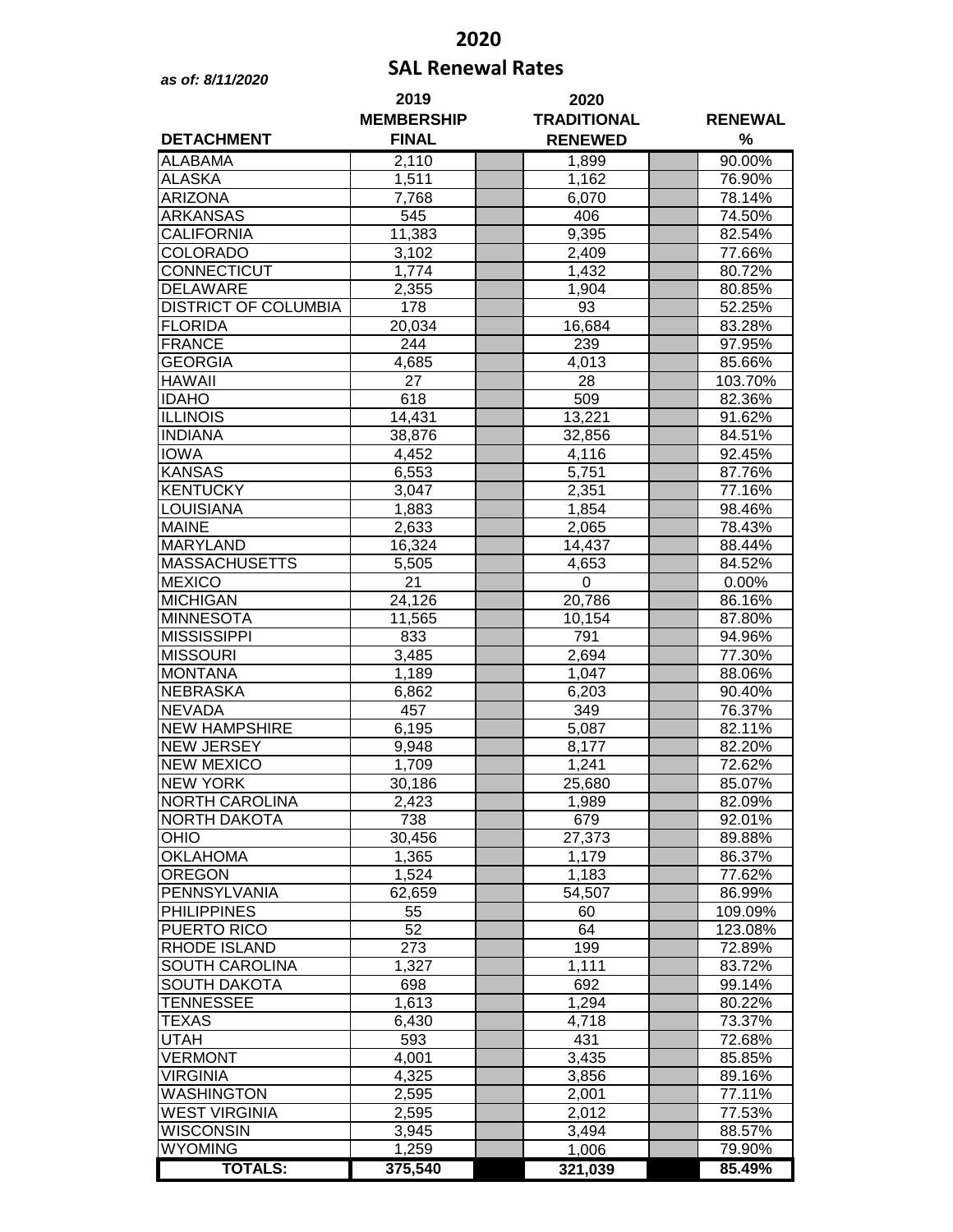# 2020

## SAL Renewal Rates

*as of: 8/11/2020*

| DETACHMENT | 2019 MEMBERSHIP FINAL | | 2020 TRADITIONAL RENEWED | | RENEWAL % |
|---|---|---|---|---|---|
| ALABAMA | 2,110 | | 1,899 | | 90.00% |
| ALASKA | 1,511 | | 1,162 | | 76.90% |
| ARIZONA | 7,768 | | 6,070 | | 78.14% |
| ARKANSAS | 545 | | 406 | | 74.50% |
| CALIFORNIA | 11,383 | | 9,395 | | 82.54% |
| COLORADO | 3,102 | | 2,409 | | 77.66% |
| CONNECTICUT | 1,774 | | 1,432 | | 80.72% |
| DELAWARE | 2,355 | | 1,904 | | 80.85% |
| DISTRICT OF COLUMBIA | 178 | | 93 | | 52.25% |
| FLORIDA | 20,034 | | 16,684 | | 83.28% |
| FRANCE | 244 | | 239 | | 97.95% |
| GEORGIA | 4,685 | | 4,013 | | 85.66% |
| HAWAII | 27 | | 28 | | 103.70% |
| IDAHO | 618 | | 509 | | 82.36% |
| ILLINOIS | 14,431 | | 13,221 | | 91.62% |
| INDIANA | 38,876 | | 32,856 | | 84.51% |
| IOWA | 4,452 | | 4,116 | | 92.45% |
| KANSAS | 6,553 | | 5,751 | | 87.76% |
| KENTUCKY | 3,047 | | 2,351 | | 77.16% |
| LOUISIANA | 1,883 | | 1,854 | | 98.46% |
| MAINE | 2,633 | | 2,065 | | 78.43% |
| MARYLAND | 16,324 | | 14,437 | | 88.44% |
| MASSACHUSETTS | 5,505 | | 4,653 | | 84.52% |
| MEXICO | 21 | | 0 | | 0.00% |
| MICHIGAN | 24,126 | | 20,786 | | 86.16% |
| MINNESOTA | 11,565 | | 10,154 | | 87.80% |
| MISSISSIPPI | 833 | | 791 | | 94.96% |
| MISSOURI | 3,485 | | 2,694 | | 77.30% |
| MONTANA | 1,189 | | 1,047 | | 88.06% |
| NEBRASKA | 6,862 | | 6,203 | | 90.40% |
| NEVADA | 457 | | 349 | | 76.37% |
| NEW HAMPSHIRE | 6,195 | | 5,087 | | 82.11% |
| NEW JERSEY | 9,948 | | 8,177 | | 82.20% |
| NEW MEXICO | 1,709 | | 1,241 | | 72.62% |
| NEW YORK | 30,186 | | 25,680 | | 85.07% |
| NORTH CAROLINA | 2,423 | | 1,989 | | 82.09% |
| NORTH DAKOTA | 738 | | 679 | | 92.01% |
| OHIO | 30,456 | | 27,373 | | 89.88% |
| OKLAHOMA | 1,365 | | 1,179 | | 86.37% |
| OREGON | 1,524 | | 1,183 | | 77.62% |
| PENNSYLVANIA | 62,659 | | 54,507 | | 86.99% |
| PHILIPPINES | 55 | | 60 | | 109.09% |
| PUERTO RICO | 52 | | 64 | | 123.08% |
| RHODE ISLAND | 273 | | 199 | | 72.89% |
| SOUTH CAROLINA | 1,327 | | 1,111 | | 83.72% |
| SOUTH DAKOTA | 698 | | 692 | | 99.14% |
| TENNESSEE | 1,613 | | 1,294 | | 80.22% |
| TEXAS | 6,430 | | 4,718 | | 73.37% |
| UTAH | 593 | | 431 | | 72.68% |
| VERMONT | 4,001 | | 3,435 | | 85.85% |
| VIRGINIA | 4,325 | | 3,856 | | 89.16% |
| WASHINGTON | 2,595 | | 2,001 | | 77.11% |
| WEST VIRGINIA | 2,595 | | 2,012 | | 77.53% |
| WISCONSIN | 3,945 | | 3,494 | | 88.57% |
| WYOMING | 1,259 | | 1,006 | | 79.90% |
| **TOTALS:** | **375,540** | | **321,039** | | **85.49%** |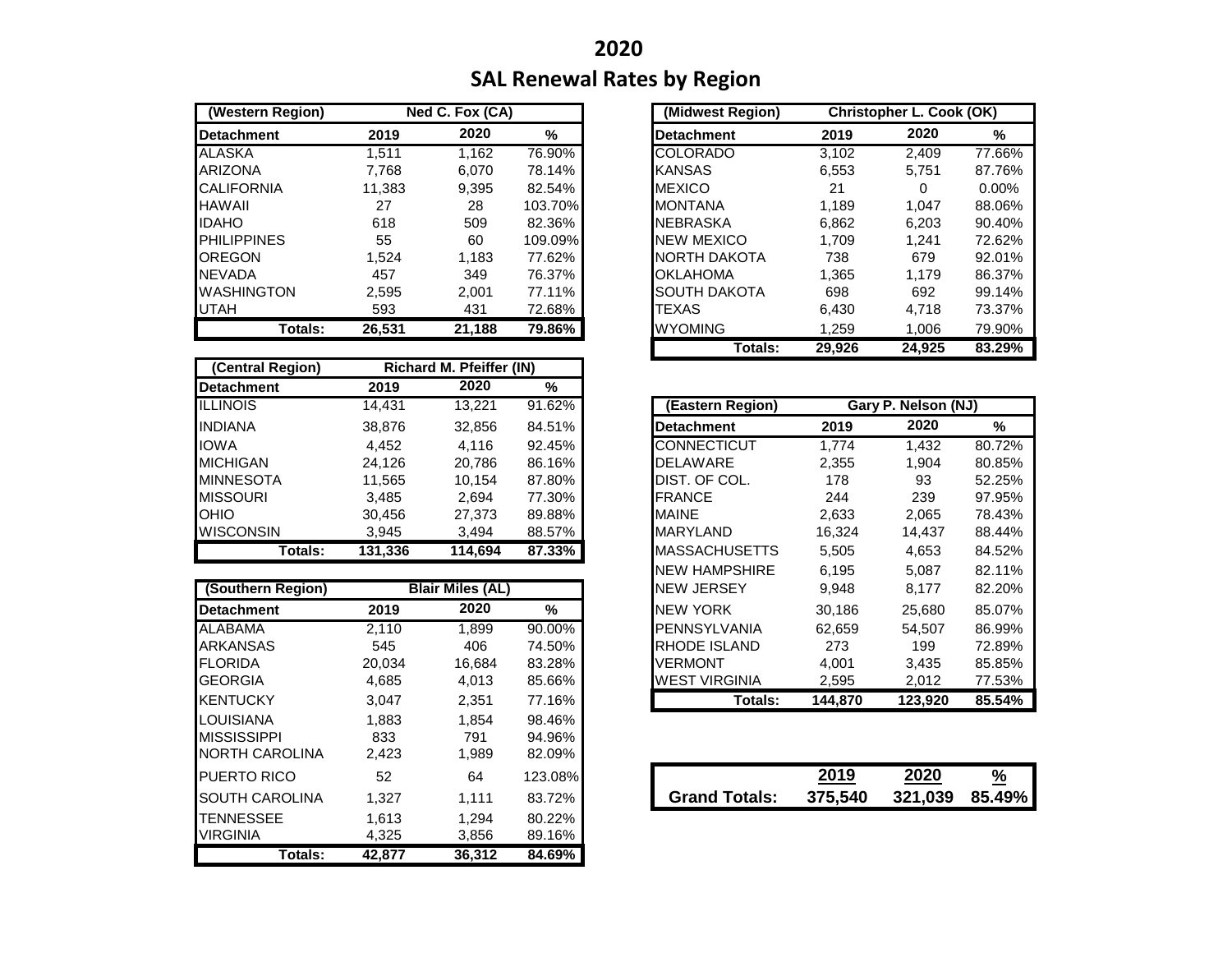# 2020

## SAL Renewal Rates by Region

| (Western Region) | Ned C. Fox (CA) | | |
|---|---|---|---|
| **Detachment** | **2019** | **2020** | **%** |
| ALASKA | 1,511 | 1,162 | 76.90% |
| ARIZONA | 7,768 | 6,070 | 78.14% |
| CALIFORNIA | 11,383 | 9,395 | 82.54% |
| HAWAII | 27 | 28 | 103.70% |
| IDAHO | 618 | 509 | 82.36% |
| PHILIPPINES | 55 | 60 | 109.09% |
| OREGON | 1,524 | 1,183 | 77.62% |
| NEVADA | 457 | 349 | 76.37% |
| WASHINGTON | 2,595 | 2,001 | 77.11% |
| UTAH | 593 | 431 | 72.68% |
| **Totals:** | **26,531** | **21,188** | **79.86%** |

| (Central Region) | Richard M. Pfeiffer (IN) | | |
|---|---|---|---|
| **Detachment** | **2019** | **2020** | **%** |
| ILLINOIS | 14,431 | 13,221 | 91.62% |
| INDIANA | 38,876 | 32,856 | 84.51% |
| IOWA | 4,452 | 4,116 | 92.45% |
| MICHIGAN | 24,126 | 20,786 | 86.16% |
| MINNESOTA | 11,565 | 10,154 | 87.80% |
| MISSOURI | 3,485 | 2,694 | 77.30% |
| OHIO | 30,456 | 27,373 | 89.88% |
| WISCONSIN | 3,945 | 3,494 | 88.57% |
| **Totals:** | **131,336** | **114,694** | **87.33%** |

| (Southern Region) | Blair Miles (AL) | | |
|---|---|---|---|
| **Detachment** | **2019** | **2020** | **%** |
| ALABAMA | 2,110 | 1,899 | 90.00% |
| ARKANSAS | 545 | 406 | 74.50% |
| FLORIDA | 20,034 | 16,684 | 83.28% |
| GEORGIA | 4,685 | 4,013 | 85.66% |
| KENTUCKY | 3,047 | 2,351 | 77.16% |
| LOUISIANA | 1,883 | 1,854 | 98.46% |
| MISSISSIPPI | 833 | 791 | 94.96% |
| NORTH CAROLINA | 2,423 | 1,989 | 82.09% |
| PUERTO RICO | 52 | 64 | 123.08% |
| SOUTH CAROLINA | 1,327 | 1,111 | 83.72% |
| TENNESSEE | 1,613 | 1,294 | 80.22% |
| VIRGINIA | 4,325 | 3,856 | 89.16% |
| **Totals:** | **42,877** | **36,312** | **84.69%** |

| (Midwest Region) | Christopher L. Cook (OK) | | |
|---|---|---|---|
| **Detachment** | **2019** | **2020** | **%** |
| COLORADO | 3,102 | 2,409 | 77.66% |
| KANSAS | 6,553 | 5,751 | 87.76% |
| MEXICO | 21 | 0 | 0.00% |
| MONTANA | 1,189 | 1,047 | 88.06% |
| NEBRASKA | 6,862 | 6,203 | 90.40% |
| NEW MEXICO | 1,709 | 1,241 | 72.62% |
| NORTH DAKOTA | 738 | 679 | 92.01% |
| OKLAHOMA | 1,365 | 1,179 | 86.37% |
| SOUTH DAKOTA | 698 | 692 | 99.14% |
| TEXAS | 6,430 | 4,718 | 73.37% |
| WYOMING | 1,259 | 1,006 | 79.90% |
| **Totals:** | **29,926** | **24,925** | **83.29%** |

| (Eastern Region) | Gary P. Nelson (NJ) | | |
|---|---|---|---|
| **Detachment** | **2019** | **2020** | **%** |
| CONNECTICUT | 1,774 | 1,432 | 80.72% |
| DELAWARE | 2,355 | 1,904 | 80.85% |
| DIST. OF COL. | 178 | 93 | 52.25% |
| FRANCE | 244 | 239 | 97.95% |
| MAINE | 2,633 | 2,065 | 78.43% |
| MARYLAND | 16,324 | 14,437 | 88.44% |
| MASSACHUSETTS | 5,505 | 4,653 | 84.52% |
| NEW HAMPSHIRE | 6,195 | 5,087 | 82.11% |
| NEW JERSEY | 9,948 | 8,177 | 82.20% |
| NEW YORK | 30,186 | 25,680 | 85.07% |
| PENNSYLVANIA | 62,659 | 54,507 | 86.99% |
| RHODE ISLAND | 273 | 199 | 72.89% |
| VERMONT | 4,001 | 3,435 | 85.85% |
| WEST VIRGINIA | 2,595 | 2,012 | 77.53% |
| **Totals:** | **144,870** | **123,920** | **85.54%** |

| | **2019** | **2020** | **%** |
|---|---|---|---|
| **Grand Totals:** | **375,540** | **321,039** | **85.49%** |